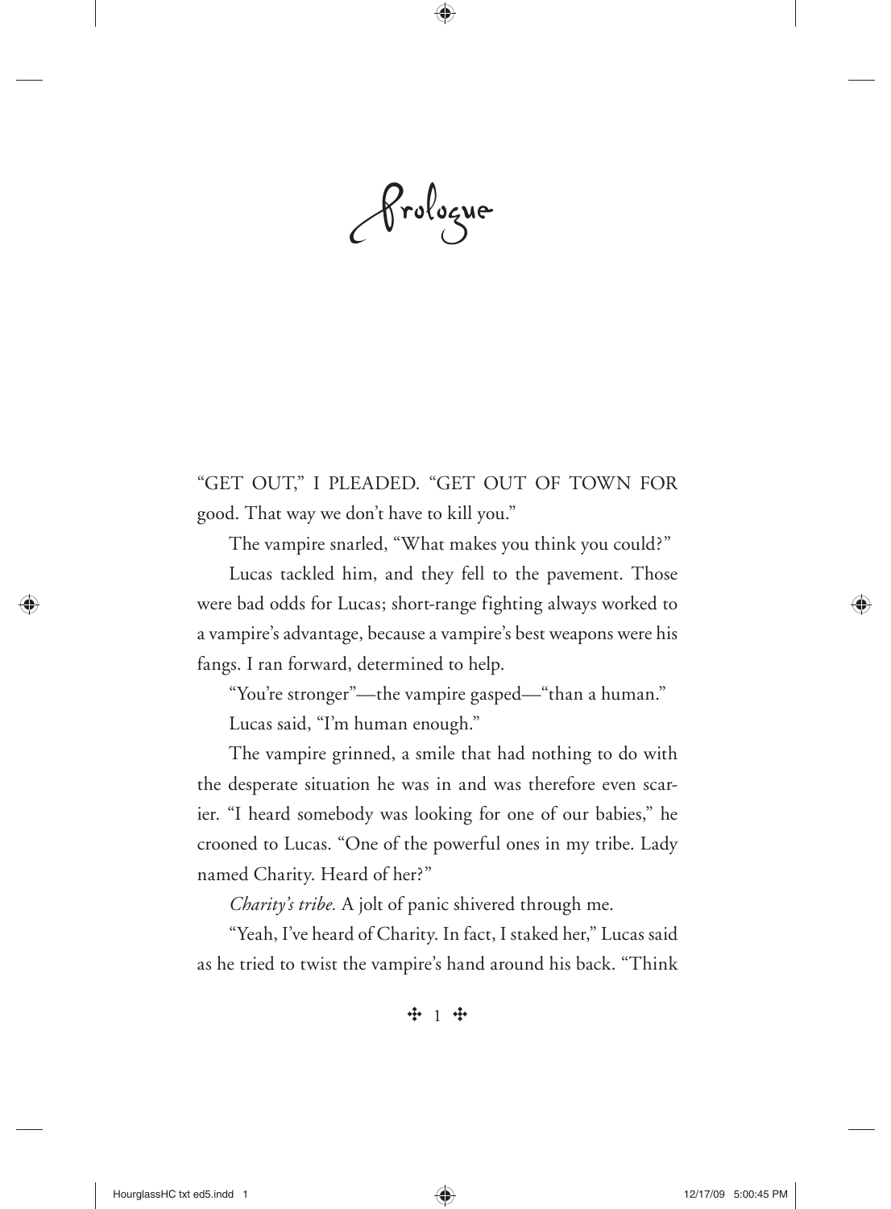# Prologue

"GET OUT," I PLEADED. "GET OUT OF TOWN FOR good. That way we don't have to kill you."

The vampire snarled, "What makes you think you could?"

Lucas tackled him, and they fell to the pavement. Those were bad odds for Lucas; short-range fighting always worked to a vampire's advantage, because a vampire's best weapons were his fangs. I ran forward, determined to help.

"You're stronger"—the vampire gasped—"than a human."

Lucas said, "I'm human enough."

The vampire grinned, a smile that had nothing to do with the desperate situation he was in and was therefore even scarier. "I heard somebody was looking for one of our babies," he crooned to Lucas. "One of the powerful ones in my tribe. Lady named Charity. Heard of her?"

*Charity's tribe.* A jolt of panic shivered through me.

"Yeah, I've heard of Charity. In fact, I staked her," Lucas said as he tried to twist the vampire's hand around his back. "Think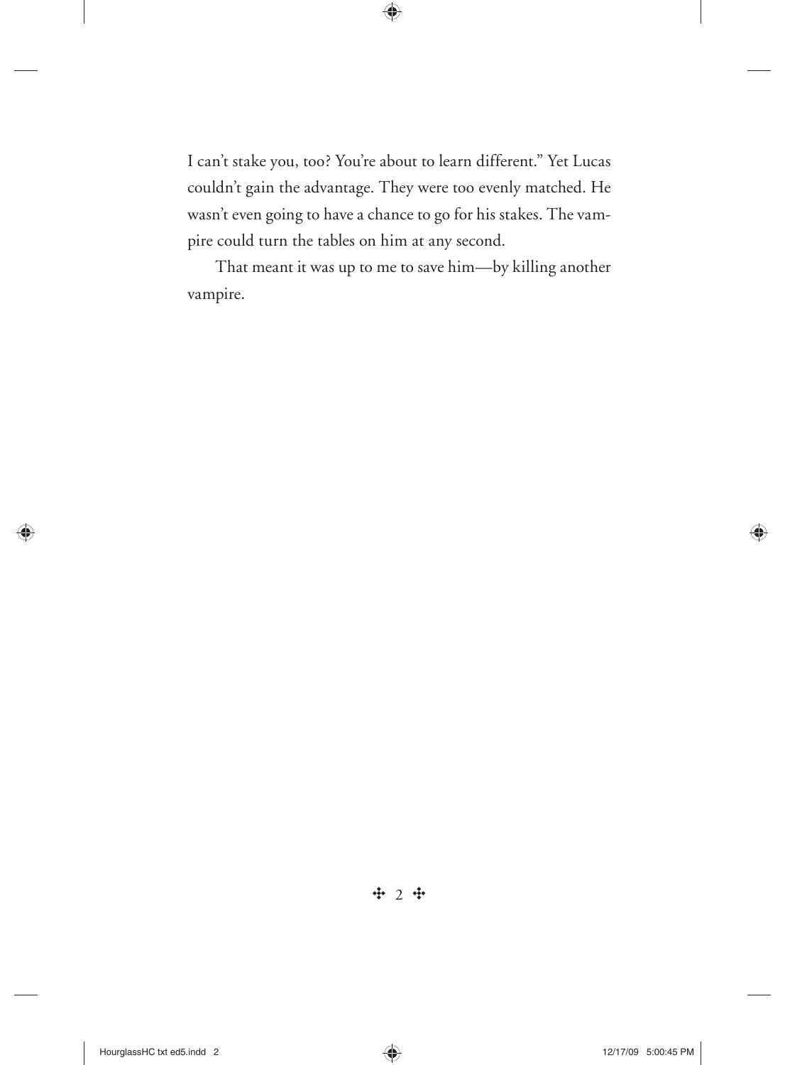I can't stake you, too? You're about to learn different." Yet Lucas couldn't gain the advantage. They were too evenly matched. He wasn't even going to have a chance to go for his stakes. The vampire could turn the tables on him at any second.

That meant it was up to me to save him—by killing another vampire.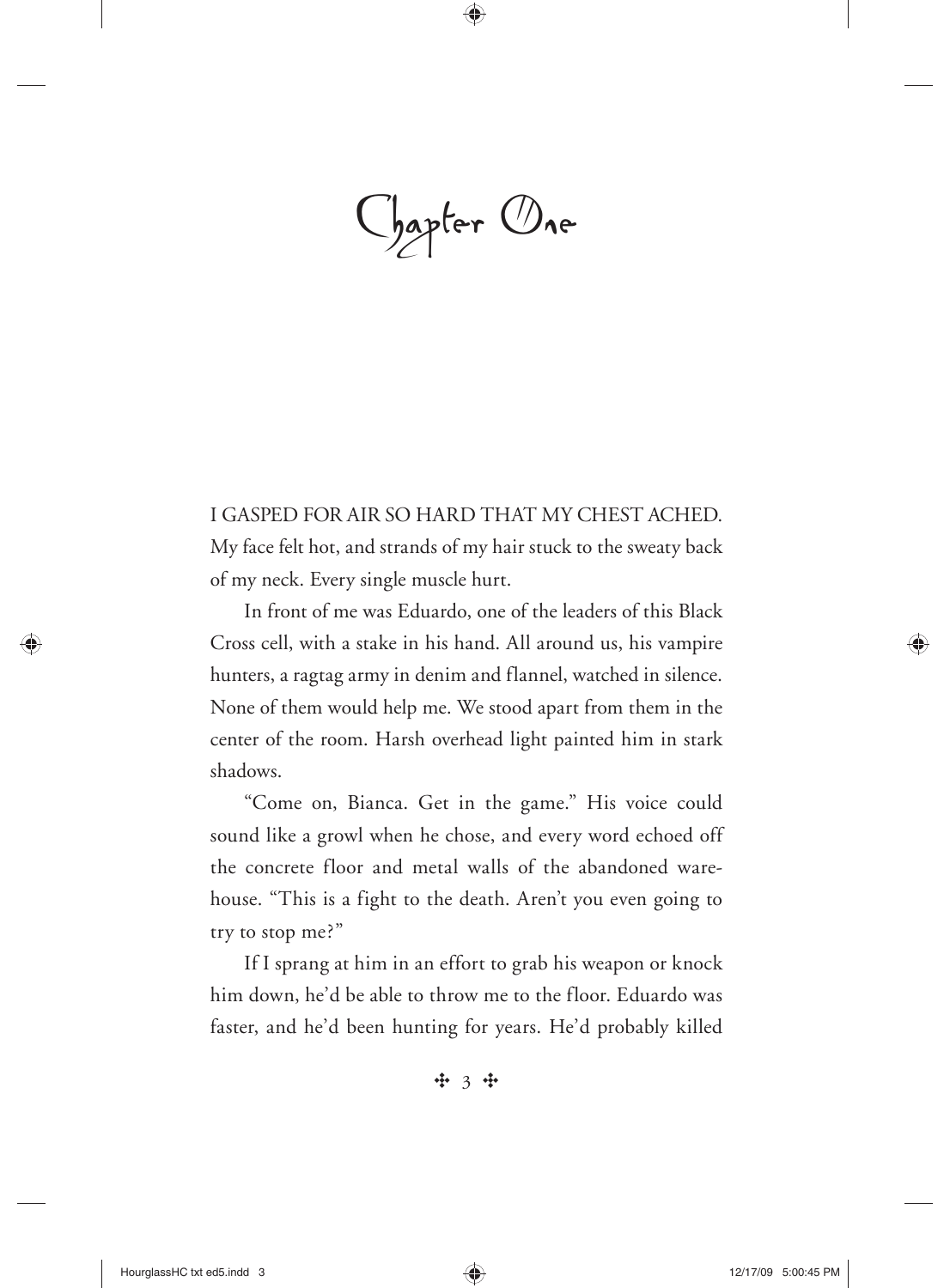# Chapter One

I GASPED FOR AIR SO HARD THAT MY CHEST ACHED. My face felt hot, and strands of my hair stuck to the sweaty back of my neck. Every single muscle hurt.

In front of me was Eduardo, one of the leaders of this Black Cross cell, with a stake in his hand. All around us, his vampire hunters, a ragtag army in denim and flannel, watched in silence. None of them would help me. We stood apart from them in the center of the room. Harsh overhead light painted him in stark shadows.

"Come on, Bianca. Get in the game." His voice could sound like a growl when he chose, and every word echoed off the concrete floor and metal walls of the abandoned warehouse. "This is a fight to the death. Aren't you even going to try to stop me?"

If I sprang at him in an effort to grab his weapon or knock him down, he'd be able to throw me to the floor. Eduardo was faster, and he'd been hunting for years. He'd probably killed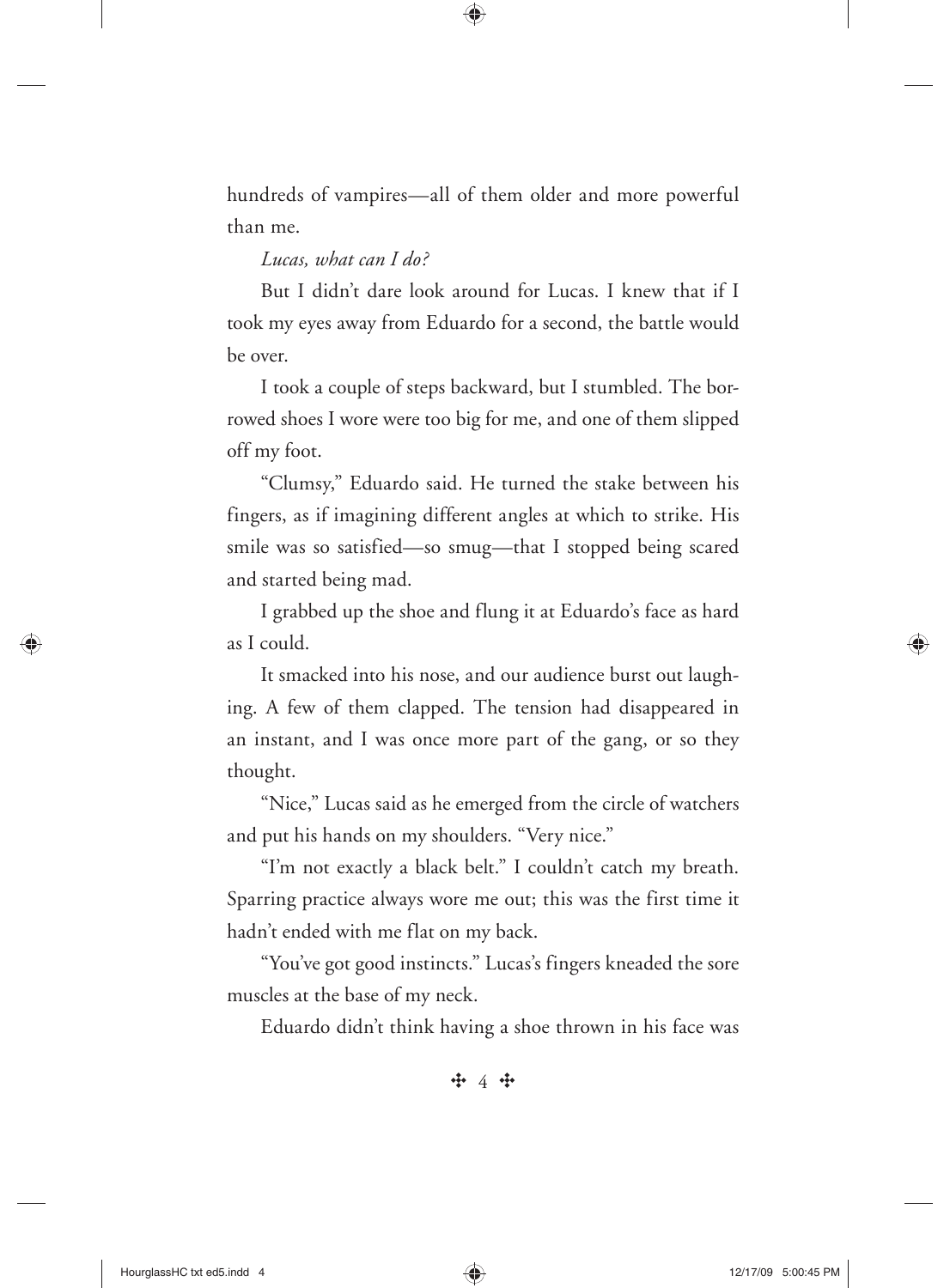hundreds of vampires—all of them older and more powerful than me.

*Lucas, what can I do?*

But I didn't dare look around for Lucas. I knew that if I took my eyes away from Eduardo for a second, the battle would be over.

I took a couple of steps backward, but I stumbled. The borrowed shoes I wore were too big for me, and one of them slipped off my foot.

"Clumsy," Eduardo said. He turned the stake between his fingers, as if imagining different angles at which to strike. His smile was so satisfied—so smug—that I stopped being scared and started being mad.

I grabbed up the shoe and flung it at Eduardo's face as hard as I could.

It smacked into his nose, and our audience burst out laughing. A few of them clapped. The tension had disappeared in an instant, and I was once more part of the gang, or so they thought.

"Nice," Lucas said as he emerged from the circle of watchers and put his hands on my shoulders. "Very nice."

"I'm not exactly a black belt." I couldn't catch my breath. Sparring practice always wore me out; this was the first time it hadn't ended with me flat on my back.

"You've got good instincts." Lucas's fingers kneaded the sore muscles at the base of my neck.

Eduardo didn't think having a shoe thrown in his face was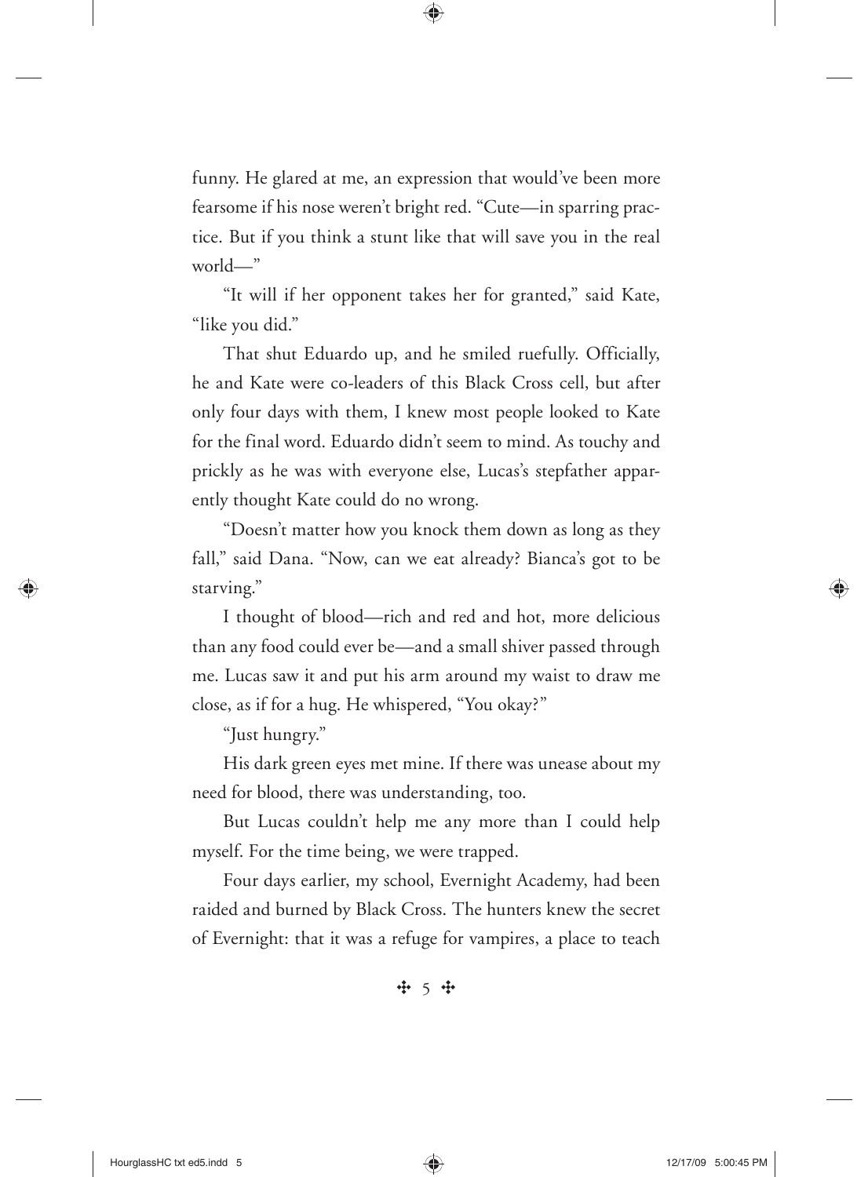funny. He glared at me, an expression that would've been more fearsome if his nose weren't bright red. "Cute—in sparring practice. But if you think a stunt like that will save you in the real world—"

"It will if her opponent takes her for granted," said Kate, "like you did."

That shut Eduardo up, and he smiled ruefully. Officially, he and Kate were co-leaders of this Black Cross cell, but after only four days with them, I knew most people looked to Kate for the final word. Eduardo didn't seem to mind. As touchy and prickly as he was with everyone else, Lucas's stepfather apparently thought Kate could do no wrong.

"Doesn't matter how you knock them down as long as they fall," said Dana. "Now, can we eat already? Bianca's got to be starving."

I thought of blood—rich and red and hot, more delicious than any food could ever be—and a small shiver passed through me. Lucas saw it and put his arm around my waist to draw me close, as if for a hug. He whispered, "You okay?"

"Just hungry."

His dark green eyes met mine. If there was unease about my need for blood, there was understanding, too.

But Lucas couldn't help me any more than I could help myself. For the time being, we were trapped.

Four days earlier, my school, Evernight Academy, had been raided and burned by Black Cross. The hunters knew the secret of Evernight: that it was a refuge for vampires, a place to teach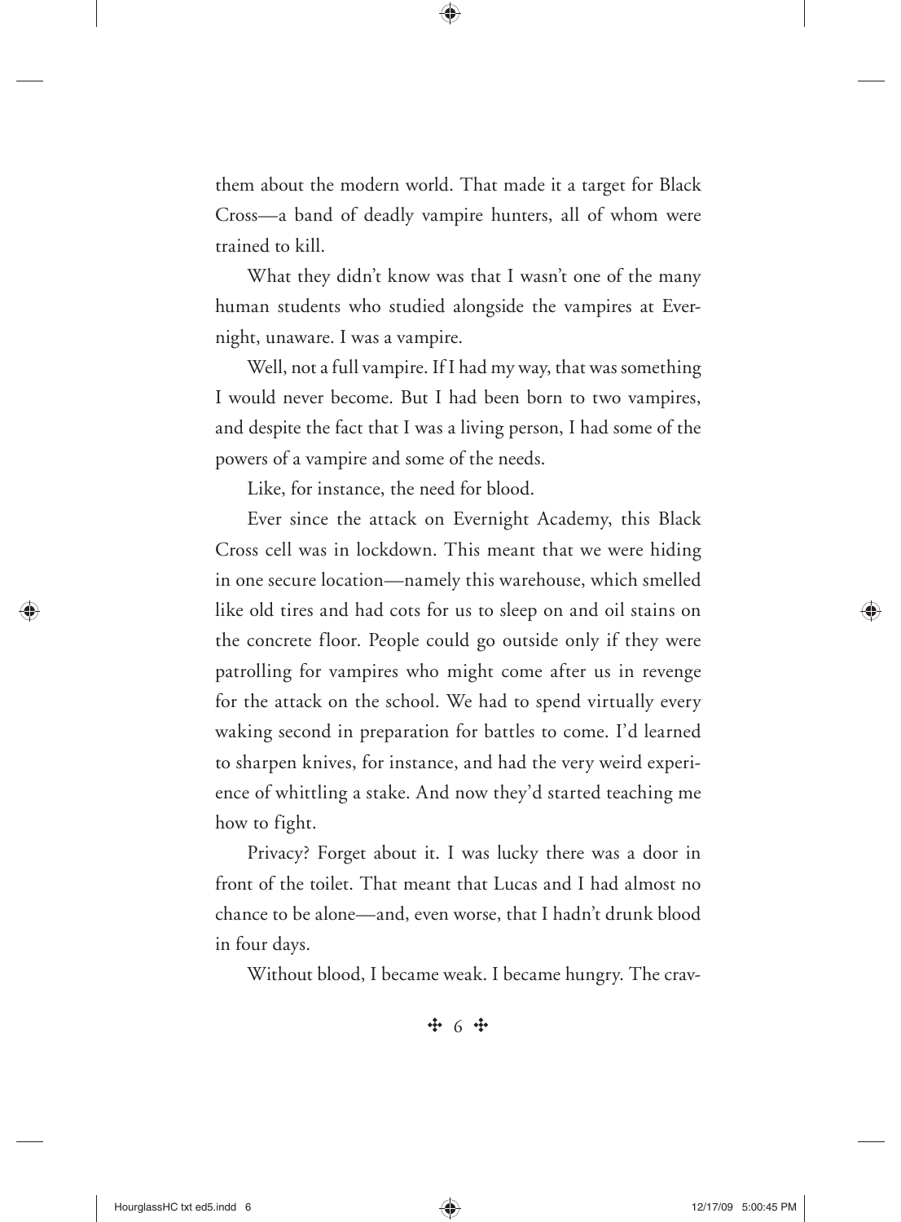them about the modern world. That made it a target for Black Cross—a band of deadly vampire hunters, all of whom were trained to kill.

What they didn't know was that I wasn't one of the many human students who studied alongside the vampires at Evernight, unaware. I was a vampire.

Well, not a full vampire. If I had my way, that was something I would never become. But I had been born to two vampires, and despite the fact that I was a living person, I had some of the powers of a vampire and some of the needs.

Like, for instance, the need for blood.

Ever since the attack on Evernight Academy, this Black Cross cell was in lockdown. This meant that we were hiding in one secure location—namely this warehouse, which smelled like old tires and had cots for us to sleep on and oil stains on the concrete floor. People could go outside only if they were patrolling for vampires who might come after us in revenge for the attack on the school. We had to spend virtually every waking second in preparation for battles to come. I'd learned to sharpen knives, for instance, and had the very weird experience of whittling a stake. And now they'd started teaching me how to fight.

Privacy? Forget about it. I was lucky there was a door in front of the toilet. That meant that Lucas and I had almost no chance to be alone—and, even worse, that I hadn't drunk blood in four days.

Without blood, I became weak. I became hungry. The crav-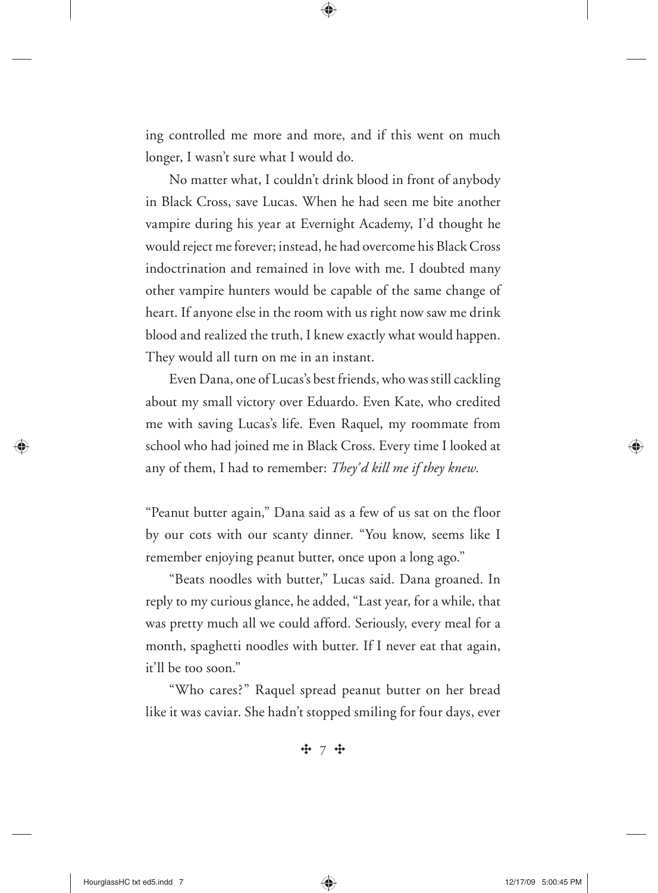ing controlled me more and more, and if this went on much longer, I wasn't sure what I would do.

No matter what, I couldn't drink blood in front of anybody in Black Cross, save Lucas. When he had seen me bite another vampire during his year at Evernight Academy, I'd thought he would reject me forever; instead, he had overcome his Black Cross indoctrination and remained in love with me. I doubted many other vampire hunters would be capable of the same change of heart. If anyone else in the room with us right now saw me drink blood and realized the truth, I knew exactly what would happen. They would all turn on me in an instant.

Even Dana, one of Lucas's best friends, who was still cackling about my small victory over Eduardo. Even Kate, who credited me with saving Lucas's life. Even Raquel, my roommate from school who had joined me in Black Cross. Every time I looked at any of them, I had to remember: *They'd kill me if they knew.*

"Peanut butter again," Dana said as a few of us sat on the floor by our cots with our scanty dinner. "You know, seems like I remember enjoying peanut butter, once upon a long ago."

"Beats noodles with butter," Lucas said. Dana groaned. In reply to my curious glance, he added, "Last year, for a while, that was pretty much all we could afford. Seriously, every meal for a month, spaghetti noodles with butter. If I never eat that again, it'll be too soon."

"Who cares?" Raquel spread peanut butter on her bread like it was caviar. She hadn't stopped smiling for four days, ever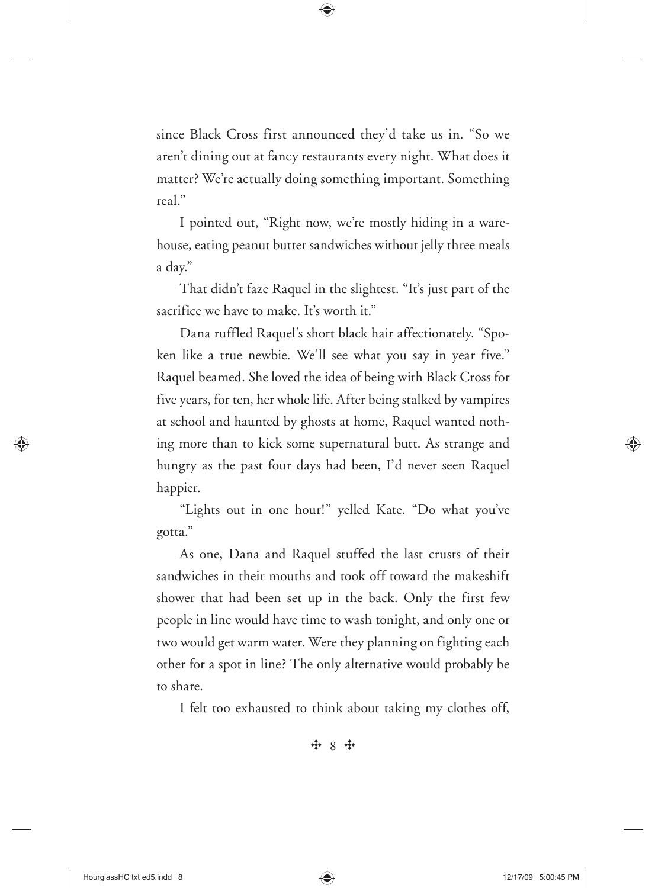since Black Cross first announced they'd take us in. "So we aren't dining out at fancy restaurants every night. What does it matter? We're actually doing something important. Something real."

I pointed out, "Right now, we're mostly hiding in a warehouse, eating peanut butter sandwiches without jelly three meals a day."

That didn't faze Raquel in the slightest. "It's just part of the sacrifice we have to make. It's worth it."

Dana ruffled Raquel's short black hair affectionately. "Spoken like a true newbie. We'll see what you say in year five." Raquel beamed. She loved the idea of being with Black Cross for five years, for ten, her whole life. After being stalked by vampires at school and haunted by ghosts at home, Raquel wanted nothing more than to kick some supernatural butt. As strange and hungry as the past four days had been, I'd never seen Raquel happier.

"Lights out in one hour!" yelled Kate. "Do what you've gotta."

As one, Dana and Raquel stuffed the last crusts of their sandwiches in their mouths and took off toward the makeshift shower that had been set up in the back. Only the first few people in line would have time to wash tonight, and only one or two would get warm water. Were they planning on fighting each other for a spot in line? The only alternative would probably be to share.

I felt too exhausted to think about taking my clothes off,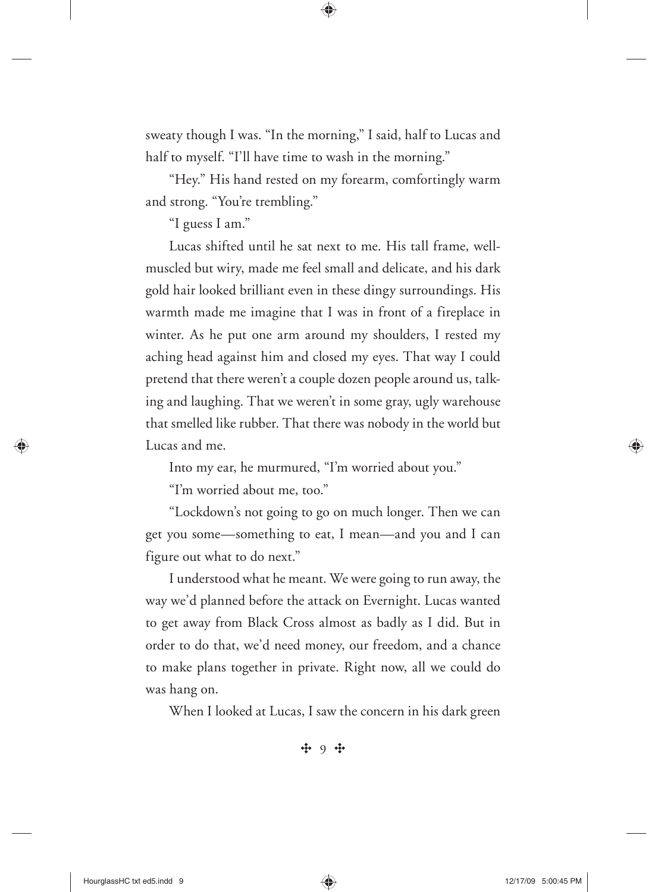sweaty though I was. "In the morning," I said, half to Lucas and half to myself. "I'll have time to wash in the morning."

"Hey." His hand rested on my forearm, comfortingly warm and strong. "You're trembling."

"I guess I am."

Lucas shifted until he sat next to me. His tall frame, well-muscled but wiry, made me feel small and delicate, and his dark gold hair looked brilliant even in these dingy surroundings. His warmth made me imagine that I was in front of a fireplace in winter. As he put one arm around my shoulders, I rested my aching head against him and closed my eyes. That way I could pretend that there weren't a couple dozen people around us, talking and laughing. That we weren't in some gray, ugly warehouse that smelled like rubber. That there was nobody in the world but Lucas and me.

Into my ear, he murmured, "I'm worried about you."

"I'm worried about me, too."

"Lockdown's not going to go on much longer. Then we can get you some—something to eat, I mean—and you and I can figure out what to do next."

I understood what he meant. We were going to run away, the way we'd planned before the attack on Evernight. Lucas wanted to get away from Black Cross almost as badly as I did. But in order to do that, we'd need money, our freedom, and a chance to make plans together in private. Right now, all we could do was hang on.

When I looked at Lucas, I saw the concern in his dark green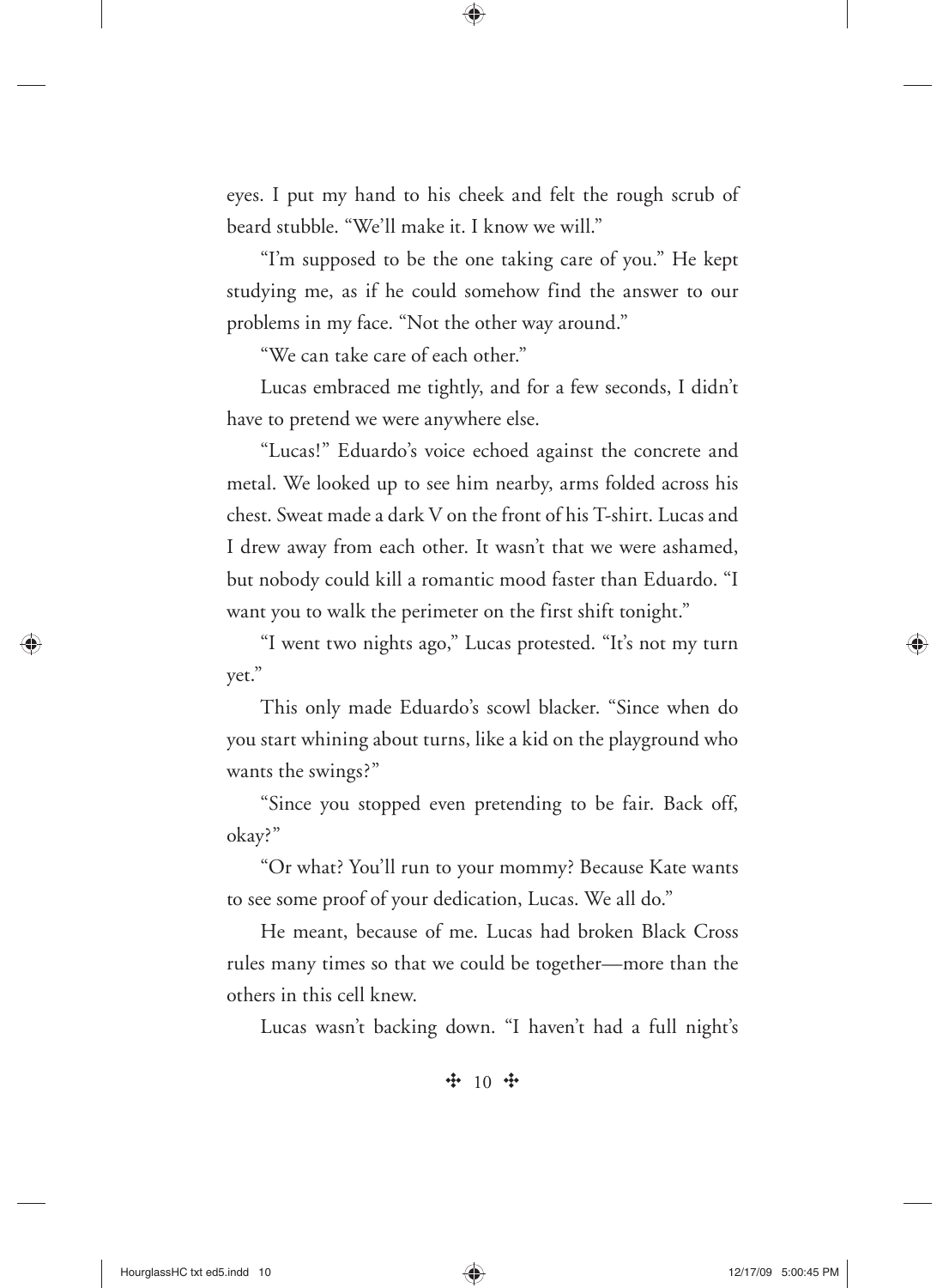eyes. I put my hand to his cheek and felt the rough scrub of beard stubble. "We'll make it. I know we will."

"I'm supposed to be the one taking care of you." He kept studying me, as if he could somehow find the answer to our problems in my face. "Not the other way around."

"We can take care of each other."

Lucas embraced me tightly, and for a few seconds, I didn't have to pretend we were anywhere else.

"Lucas!" Eduardo's voice echoed against the concrete and metal. We looked up to see him nearby, arms folded across his chest. Sweat made a dark V on the front of his T-shirt. Lucas and I drew away from each other. It wasn't that we were ashamed, but nobody could kill a romantic mood faster than Eduardo. "I want you to walk the perimeter on the first shift tonight."

"I went two nights ago," Lucas protested. "It's not my turn yet."

This only made Eduardo's scowl blacker. "Since when do you start whining about turns, like a kid on the playground who wants the swings?"

"Since you stopped even pretending to be fair. Back off, okay?"

"Or what? You'll run to your mommy? Because Kate wants to see some proof of your dedication, Lucas. We all do."

He meant, because of me. Lucas had broken Black Cross rules many times so that we could be together—more than the others in this cell knew.

Lucas wasn't backing down. "I haven't had a full night's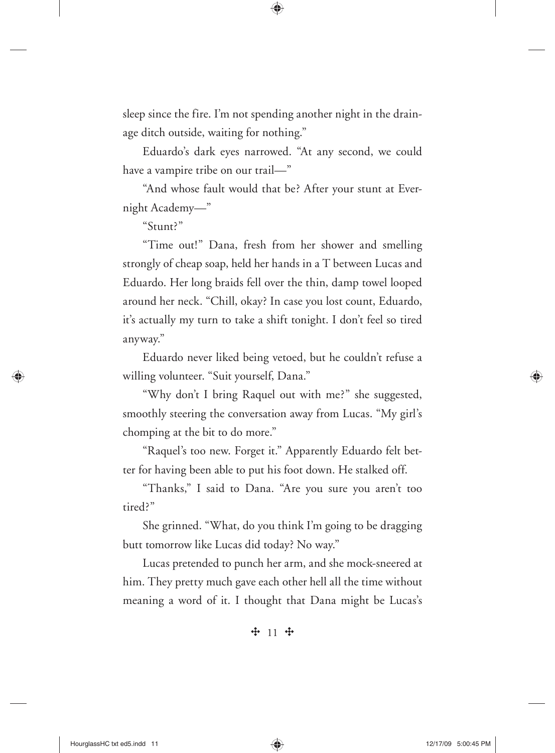sleep since the fire. I'm not spending another night in the drainage ditch outside, waiting for nothing."

Eduardo's dark eyes narrowed. "At any second, we could have a vampire tribe on our trail—"

"And whose fault would that be? After your stunt at Evernight Academy—"

"Stunt?"

"Time out!" Dana, fresh from her shower and smelling strongly of cheap soap, held her hands in a T between Lucas and Eduardo. Her long braids fell over the thin, damp towel looped around her neck. "Chill, okay? In case you lost count, Eduardo, it's actually my turn to take a shift tonight. I don't feel so tired anyway."

Eduardo never liked being vetoed, but he couldn't refuse a willing volunteer. "Suit yourself, Dana."

"Why don't I bring Raquel out with me?" she suggested, smoothly steering the conversation away from Lucas. "My girl's chomping at the bit to do more."

"Raquel's too new. Forget it." Apparently Eduardo felt better for having been able to put his foot down. He stalked off.

"Thanks," I said to Dana. "Are you sure you aren't too tired?"

She grinned. "What, do you think I'm going to be dragging butt tomorrow like Lucas did today? No way."

Lucas pretended to punch her arm, and she mock-sneered at him. They pretty much gave each other hell all the time without meaning a word of it. I thought that Dana might be Lucas's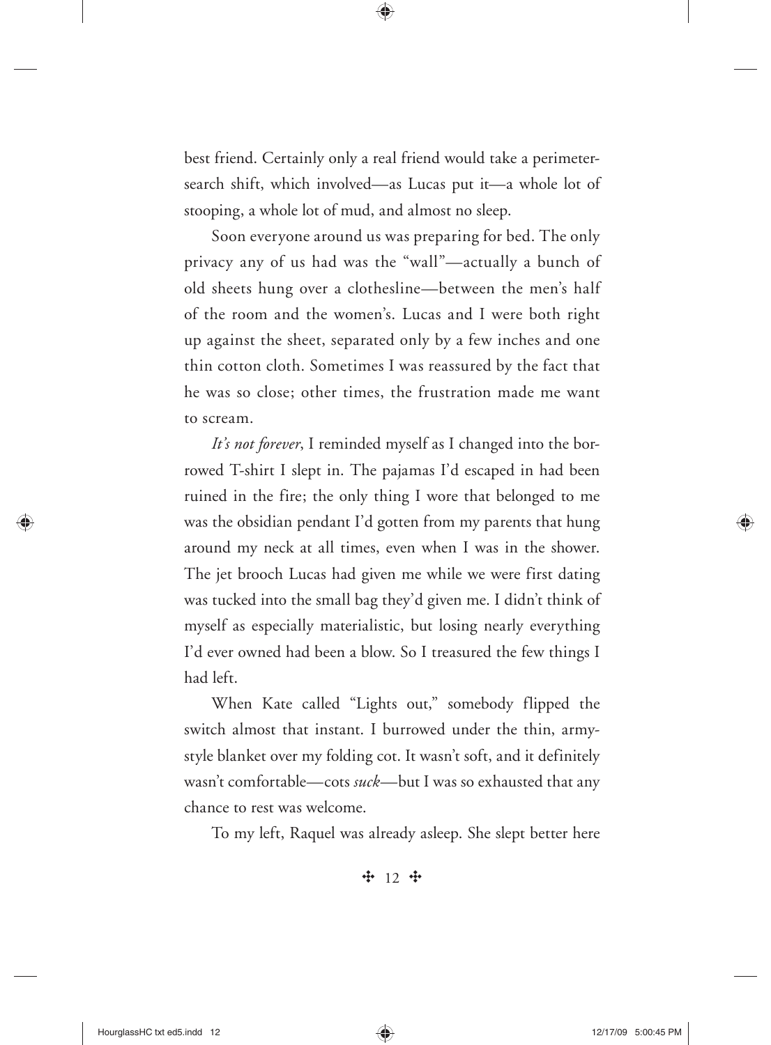best friend. Certainly only a real friend would take a perimeter-search shift, which involved—as Lucas put it—a whole lot of stooping, a whole lot of mud, and almost no sleep.

Soon everyone around us was preparing for bed. The only privacy any of us had was the "wall"—actually a bunch of old sheets hung over a clothesline—between the men's half of the room and the women's. Lucas and I were both right up against the sheet, separated only by a few inches and one thin cotton cloth. Sometimes I was reassured by the fact that he was so close; other times, the frustration made me want to scream.

*It's not forever*, I reminded myself as I changed into the borrowed T-shirt I slept in. The pajamas I'd escaped in had been ruined in the fire; the only thing I wore that belonged to me was the obsidian pendant I'd gotten from my parents that hung around my neck at all times, even when I was in the shower. The jet brooch Lucas had given me while we were first dating was tucked into the small bag they'd given me. I didn't think of myself as especially materialistic, but losing nearly everything I'd ever owned had been a blow. So I treasured the few things I had left.

When Kate called "Lights out," somebody flipped the switch almost that instant. I burrowed under the thin, army-style blanket over my folding cot. It wasn't soft, and it definitely wasn't comfortable—cots *suck*—but I was so exhausted that any chance to rest was welcome.

To my left, Raquel was already asleep. She slept better here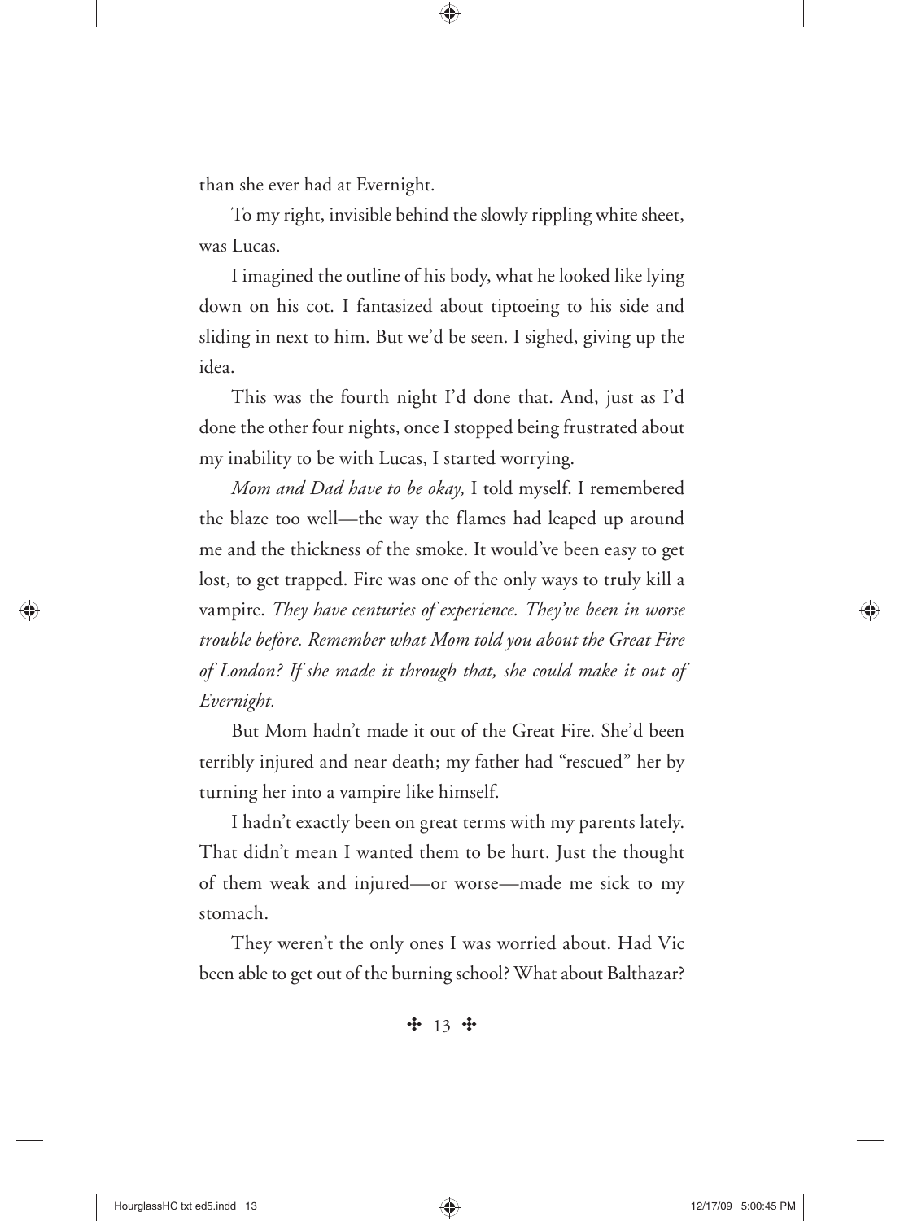than she ever had at Evernight.

To my right, invisible behind the slowly rippling white sheet, was Lucas.

I imagined the outline of his body, what he looked like lying down on his cot. I fantasized about tiptoeing to his side and sliding in next to him. But we'd be seen. I sighed, giving up the idea.

This was the fourth night I'd done that. And, just as I'd done the other four nights, once I stopped being frustrated about my inability to be with Lucas, I started worrying.

*Mom and Dad have to be okay,* I told myself. I remembered the blaze too well—the way the flames had leaped up around me and the thickness of the smoke. It would've been easy to get lost, to get trapped. Fire was one of the only ways to truly kill a vampire. *They have centuries of experience. They've been in worse trouble before. Remember what Mom told you about the Great Fire of London? If she made it through that, she could make it out of Evernight.*

But Mom hadn't made it out of the Great Fire. She'd been terribly injured and near death; my father had "rescued" her by turning her into a vampire like himself.

I hadn't exactly been on great terms with my parents lately. That didn't mean I wanted them to be hurt. Just the thought of them weak and injured—or worse—made me sick to my stomach.

They weren't the only ones I was worried about. Had Vic been able to get out of the burning school? What about Balthazar?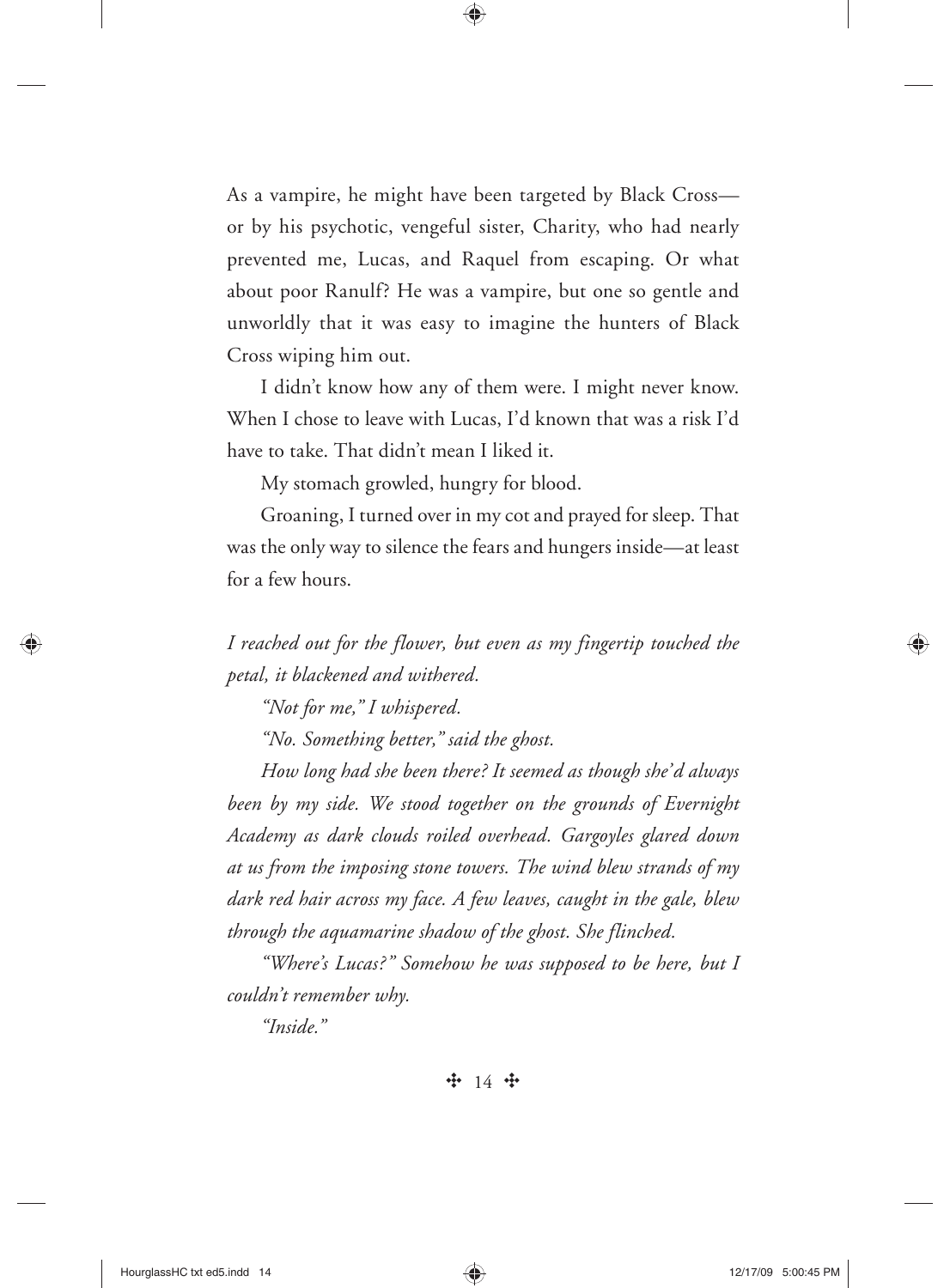As a vampire, he might have been targeted by Black Cross—or by his psychotic, vengeful sister, Charity, who had nearly prevented me, Lucas, and Raquel from escaping. Or what about poor Ranulf? He was a vampire, but one so gentle and unworldly that it was easy to imagine the hunters of Black Cross wiping him out.

I didn't know how any of them were. I might never know. When I chose to leave with Lucas, I'd known that was a risk I'd have to take. That didn't mean I liked it.

My stomach growled, hungry for blood.

Groaning, I turned over in my cot and prayed for sleep. That was the only way to silence the fears and hungers inside—at least for a few hours.

*I reached out for the flower, but even as my fingertip touched the petal, it blackened and withered.*

*"Not for me," I whispered.*

*"No. Something better," said the ghost.*

*How long had she been there? It seemed as though she'd always been by my side. We stood together on the grounds of Evernight Academy as dark clouds roiled overhead. Gargoyles glared down at us from the imposing stone towers. The wind blew strands of my dark red hair across my face. A few leaves, caught in the gale, blew through the aquamarine shadow of the ghost. She flinched.*

*"Where's Lucas?" Somehow he was supposed to be here, but I couldn't remember why.*

*"Inside."*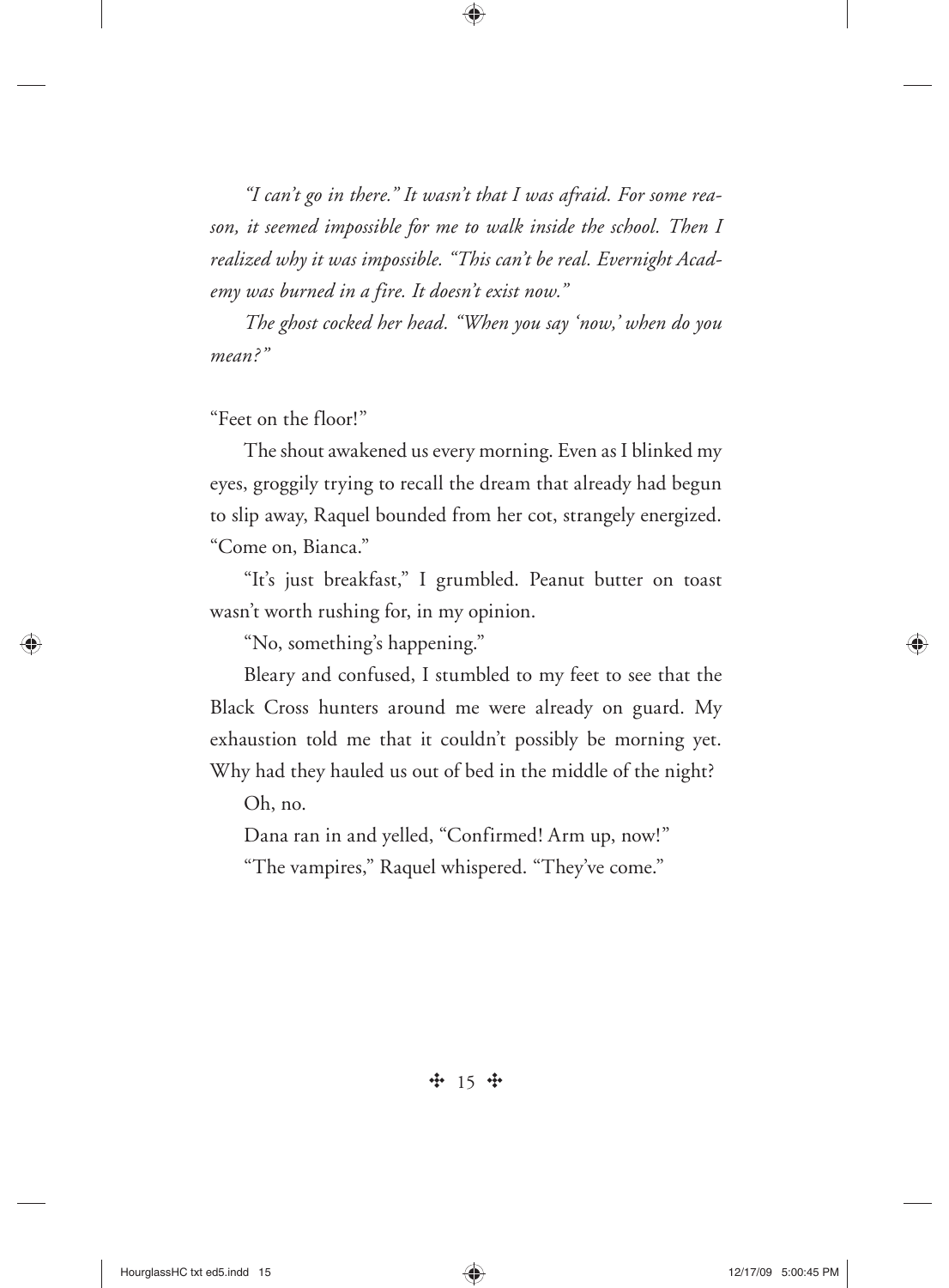*"I can't go in there." It wasn't that I was afraid. For some reason, it seemed impossible for me to walk inside the school. Then I realized why it was impossible. "This can't be real. Evernight Academy was burned in a fire. It doesn't exist now."*

*The ghost cocked her head. "When you say 'now,' when do you mean?"*

"Feet on the floor!"

The shout awakened us every morning. Even as I blinked my eyes, groggily trying to recall the dream that already had begun to slip away, Raquel bounded from her cot, strangely energized. "Come on, Bianca."

"It's just breakfast," I grumbled. Peanut butter on toast wasn't worth rushing for, in my opinion.

"No, something's happening."

Bleary and confused, I stumbled to my feet to see that the Black Cross hunters around me were already on guard. My exhaustion told me that it couldn't possibly be morning yet. Why had they hauled us out of bed in the middle of the night?

Oh, no.

Dana ran in and yelled, "Confirmed! Arm up, now!"

"The vampires," Raquel whispered. "They've come."